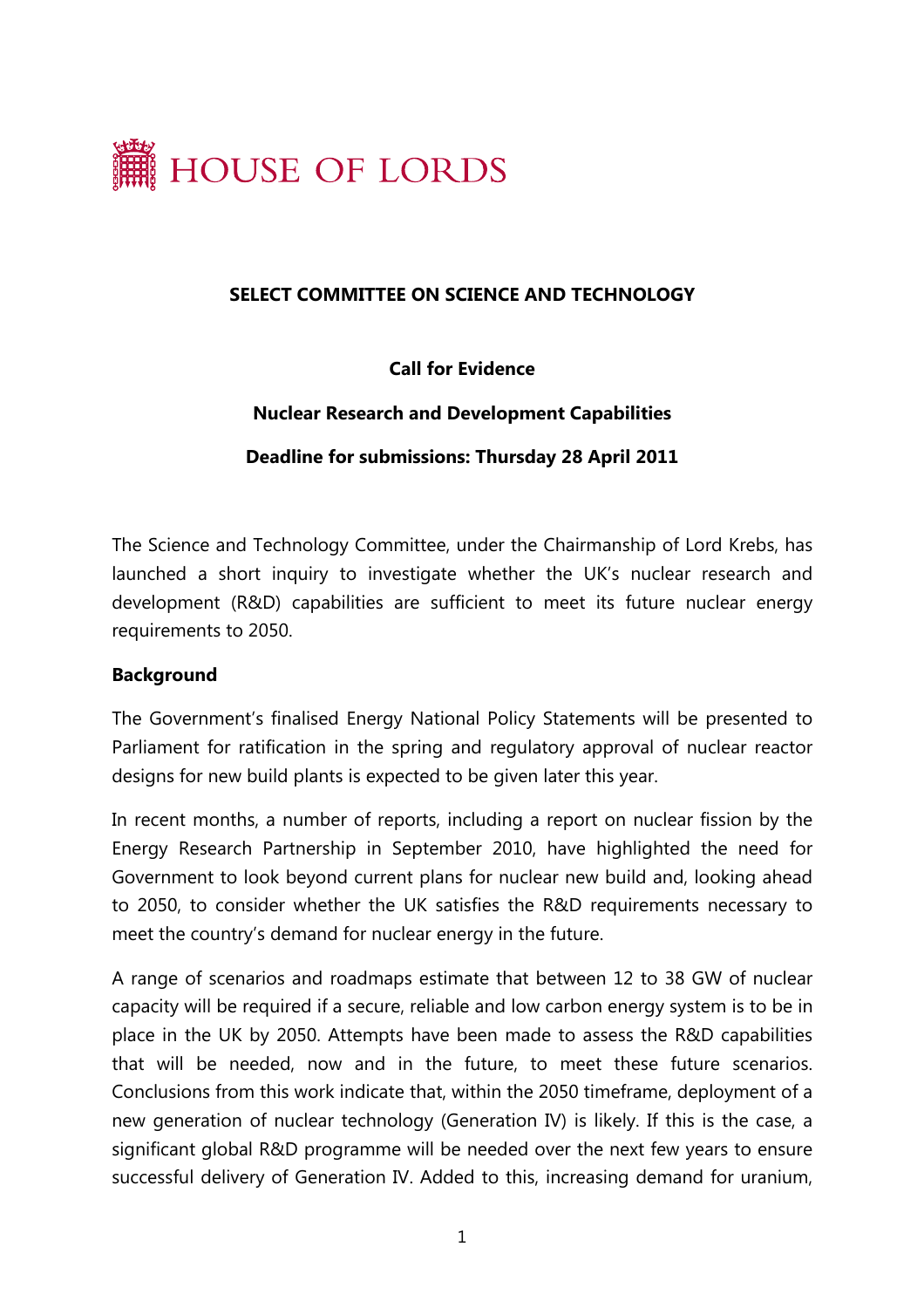HOUSE OF LORDS

**SELECT COMMITTEE ON SCIENCE AND TECHNOLOGY**

**Call for Evidence**

**Nuclear Research and Development Capabilities**

**Deadline for submissions: Thursday 28 April 2011**

The Science and Technology Committee, under the Chairmanship of Lord Krebs, has launched a short inquiry to investigate whether the UK's nuclear research and development (R&D) capabilities are sufficient to meet its future nuclear energy requirements to 2050.

**Background**

The Government's finalised Energy National Policy Statements will be presented to Parliament for ratification in the spring and regulatory approval of nuclear reactor designs for new build plants is expected to be given later this year.

In recent months, a number of reports, including a report on nuclear fission by the Energy Research Partnership in September 2010, have highlighted the need for Government to look beyond current plans for nuclear new build and, looking ahead to 2050, to consider whether the UK satisfies the R&D requirements necessary to meet the country's demand for nuclear energy in the future.

A range of scenarios and roadmaps estimate that between 12 to 38 GW of nuclear capacity will be required if a secure, reliable and low carbon energy system is to be in place in the UK by 2050. Attempts have been made to assess the R&D capabilities that will be needed, now and in the future, to meet these future scenarios. Conclusions from this work indicate that, within the 2050 timeframe, deployment of a new generation of nuclear technology (Generation IV) is likely. If this is the case, a significant global R&D programme will be needed over the next few years to ensure successful delivery of Generation IV. Added to this, increasing demand for uranium,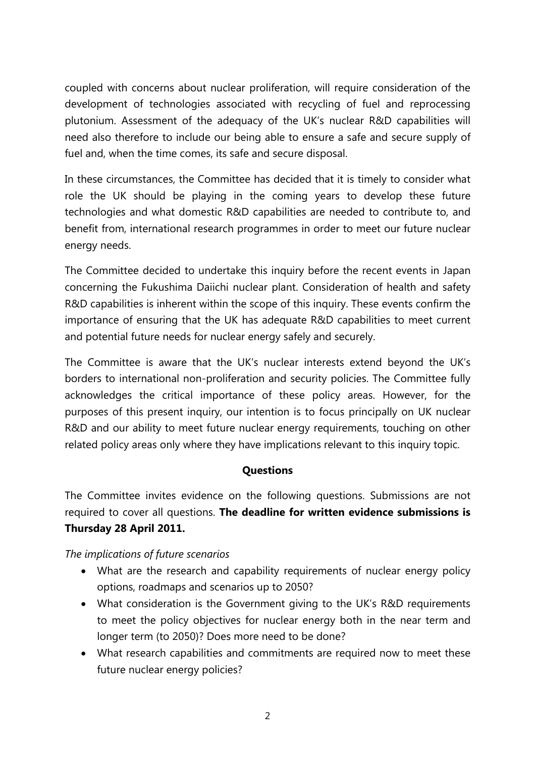coupled with concerns about nuclear proliferation, will require consideration of the development of technologies associated with recycling of fuel and reprocessing plutonium. Assessment of the adequacy of the UK's nuclear R&D capabilities will need also therefore to include our being able to ensure a safe and secure supply of fuel and, when the time comes, its safe and secure disposal.

In these circumstances, the Committee has decided that it is timely to consider what role the UK should be playing in the coming years to develop these future technologies and what domestic R&D capabilities are needed to contribute to, and benefit from, international research programmes in order to meet our future nuclear energy needs.

The Committee decided to undertake this inquiry before the recent events in Japan concerning the Fukushima Daiichi nuclear plant. Consideration of health and safety R&D capabilities is inherent within the scope of this inquiry. These events confirm the importance of ensuring that the UK has adequate R&D capabilities to meet current and potential future needs for nuclear energy safely and securely.

The Committee is aware that the UK's nuclear interests extend beyond the UK's borders to international non-proliferation and security policies. The Committee fully acknowledges the critical importance of these policy areas. However, for the purposes of this present inquiry, our intention is to focus principally on UK nuclear R&D and our ability to meet future nuclear energy requirements, touching on other related policy areas only where they have implications relevant to this inquiry topic.

## Questions

The Committee invites evidence on the following questions. Submissions are not required to cover all questions. **The deadline for written evidence submissions is Thursday 28 April 2011.**

*The implications of future scenarios*

- What are the research and capability requirements of nuclear energy policy options, roadmaps and scenarios up to 2050?
- What consideration is the Government giving to the UK's R&D requirements to meet the policy objectives for nuclear energy both in the near term and longer term (to 2050)? Does more need to be done?
- What research capabilities and commitments are required now to meet these future nuclear energy policies?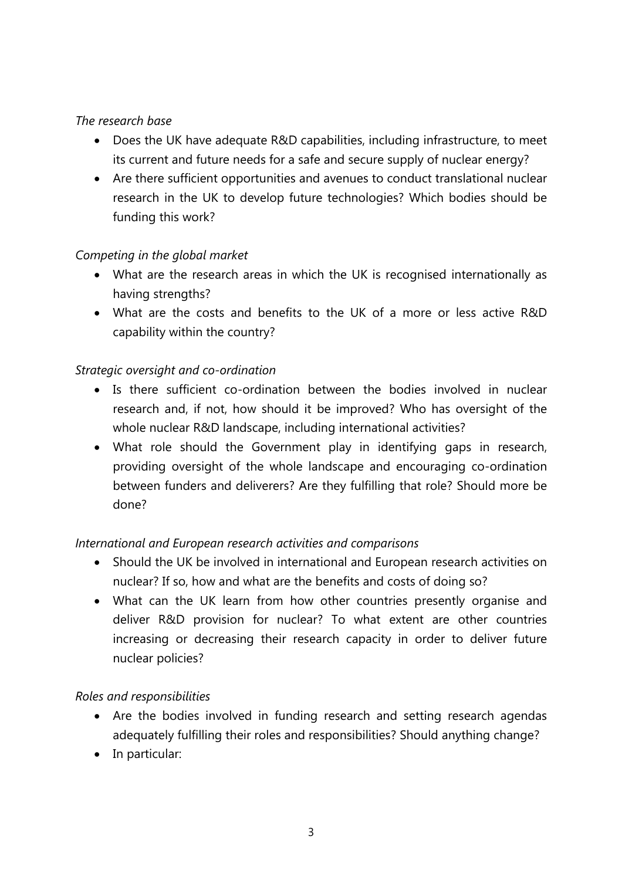*The research base*

- Does the UK have adequate R&D capabilities, including infrastructure, to meet its current and future needs for a safe and secure supply of nuclear energy?
- Are there sufficient opportunities and avenues to conduct translational nuclear research in the UK to develop future technologies? Which bodies should be funding this work?

*Competing in the global market*

- What are the research areas in which the UK is recognised internationally as having strengths?
- What are the costs and benefits to the UK of a more or less active R&D capability within the country?

*Strategic oversight and co-ordination*

- Is there sufficient co-ordination between the bodies involved in nuclear research and, if not, how should it be improved? Who has oversight of the whole nuclear R&D landscape, including international activities?
- What role should the Government play in identifying gaps in research, providing oversight of the whole landscape and encouraging co-ordination between funders and deliverers? Are they fulfilling that role? Should more be done?

*International and European research activities and comparisons*

- Should the UK be involved in international and European research activities on nuclear? If so, how and what are the benefits and costs of doing so?
- What can the UK learn from how other countries presently organise and deliver R&D provision for nuclear? To what extent are other countries increasing or decreasing their research capacity in order to deliver future nuclear policies?

*Roles and responsibilities*

- Are the bodies involved in funding research and setting research agendas adequately fulfilling their roles and responsibilities? Should anything change?
- In particular: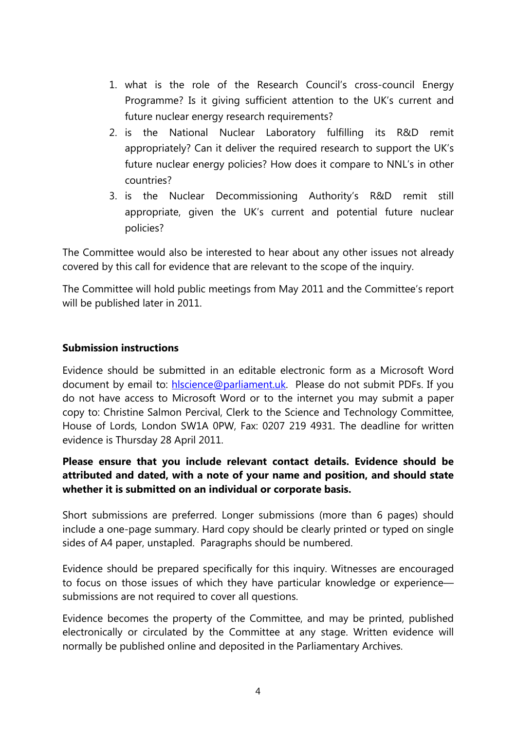1. what is the role of the Research Council's cross-council Energy Programme? Is it giving sufficient attention to the UK's current and future nuclear energy research requirements?
2. is the National Nuclear Laboratory fulfilling its R&D remit appropriately? Can it deliver the required research to support the UK's future nuclear energy policies? How does it compare to NNL's in other countries?
3. is the Nuclear Decommissioning Authority's R&D remit still appropriate, given the UK's current and potential future nuclear policies?

The Committee would also be interested to hear about any other issues not already covered by this call for evidence that are relevant to the scope of the inquiry.

The Committee will hold public meetings from May 2011 and the Committee's report will be published later in 2011.

**Submission instructions**

Evidence should be submitted in an editable electronic form as a Microsoft Word document by email to: [hlscience@parliament.uk](mailto:hlscience@parliament.uk). Please do not submit PDFs. If you do not have access to Microsoft Word or to the internet you may submit a paper copy to: Christine Salmon Percival, Clerk to the Science and Technology Committee, House of Lords, London SW1A 0PW, Fax: 0207 219 4931. The deadline for written evidence is Thursday 28 April 2011.

**Please ensure that you include relevant contact details. Evidence should be attributed and dated, with a note of your name and position, and should state whether it is submitted on an individual or corporate basis.**

Short submissions are preferred. Longer submissions (more than 6 pages) should include a one-page summary. Hard copy should be clearly printed or typed on single sides of A4 paper, unstapled. Paragraphs should be numbered.

Evidence should be prepared specifically for this inquiry. Witnesses are encouraged to focus on those issues of which they have particular knowledge or experience—submissions are not required to cover all questions.

Evidence becomes the property of the Committee, and may be printed, published electronically or circulated by the Committee at any stage. Written evidence will normally be published online and deposited in the Parliamentary Archives.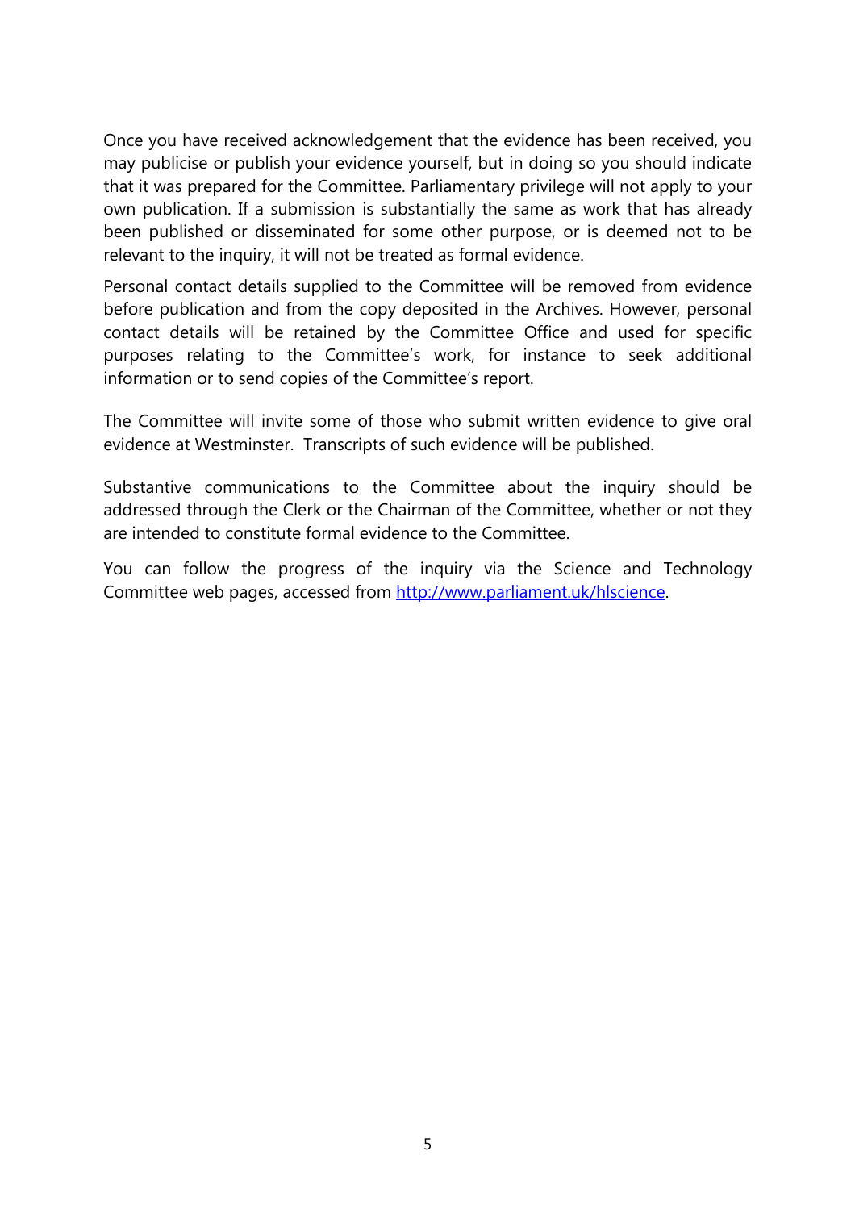Once you have received acknowledgement that the evidence has been received, you may publicise or publish your evidence yourself, but in doing so you should indicate that it was prepared for the Committee. Parliamentary privilege will not apply to your own publication. If a submission is substantially the same as work that has already been published or disseminated for some other purpose, or is deemed not to be relevant to the inquiry, it will not be treated as formal evidence.

Personal contact details supplied to the Committee will be removed from evidence before publication and from the copy deposited in the Archives. However, personal contact details will be retained by the Committee Office and used for specific purposes relating to the Committee's work, for instance to seek additional information or to send copies of the Committee's report.

The Committee will invite some of those who submit written evidence to give oral evidence at Westminster. Transcripts of such evidence will be published.

Substantive communications to the Committee about the inquiry should be addressed through the Clerk or the Chairman of the Committee, whether or not they are intended to constitute formal evidence to the Committee.

You can follow the progress of the inquiry via the Science and Technology Committee web pages, accessed from http://www.parliament.uk/hlscience.